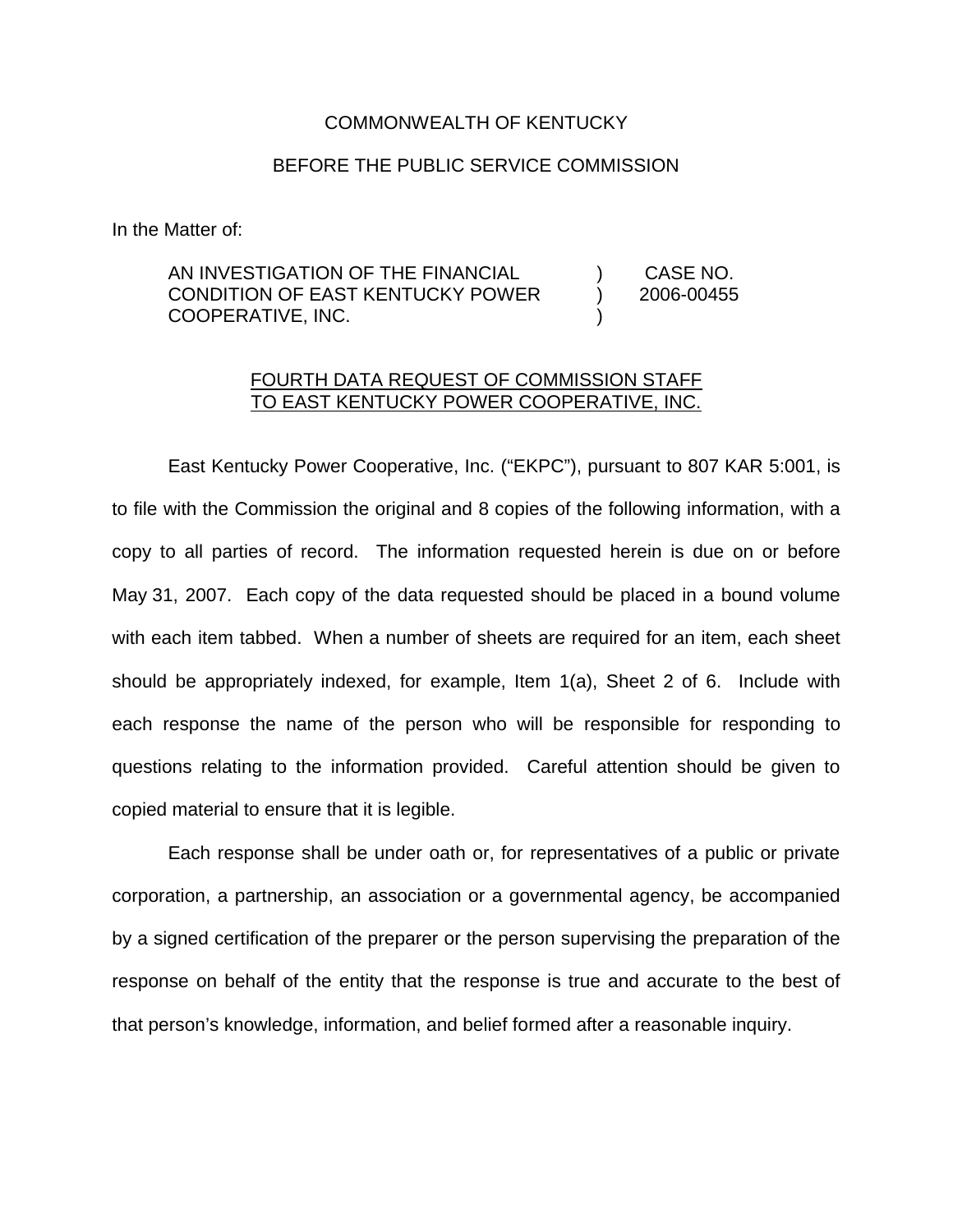COMMONWEALTH OF KENTUCKY

BEFORE THE PUBLIC SERVICE COMMISSION

In the Matter of:

| | | |
|---|---|---|
| AN INVESTIGATION OF THE FINANCIAL CONDITION OF EAST KENTUCKY POWER COOPERATIVE, INC. | ) ) ) | CASE NO. 2006-00455 |

<u>FOURTH DATA REQUEST OF COMMISSION STAFF TO EAST KENTUCKY POWER COOPERATIVE, INC.</u>

East Kentucky Power Cooperative, Inc. ("EKPC"), pursuant to 807 KAR 5:001, is to file with the Commission the original and 8 copies of the following information, with a copy to all parties of record. The information requested herein is due on or before May 31, 2007. Each copy of the data requested should be placed in a bound volume with each item tabbed. When a number of sheets are required for an item, each sheet should be appropriately indexed, for example, Item 1(a), Sheet 2 of 6. Include with each response the name of the person who will be responsible for responding to questions relating to the information provided. Careful attention should be given to copied material to ensure that it is legible.

Each response shall be under oath or, for representatives of a public or private corporation, a partnership, an association or a governmental agency, be accompanied by a signed certification of the preparer or the person supervising the preparation of the response on behalf of the entity that the response is true and accurate to the best of that person's knowledge, information, and belief formed after a reasonable inquiry.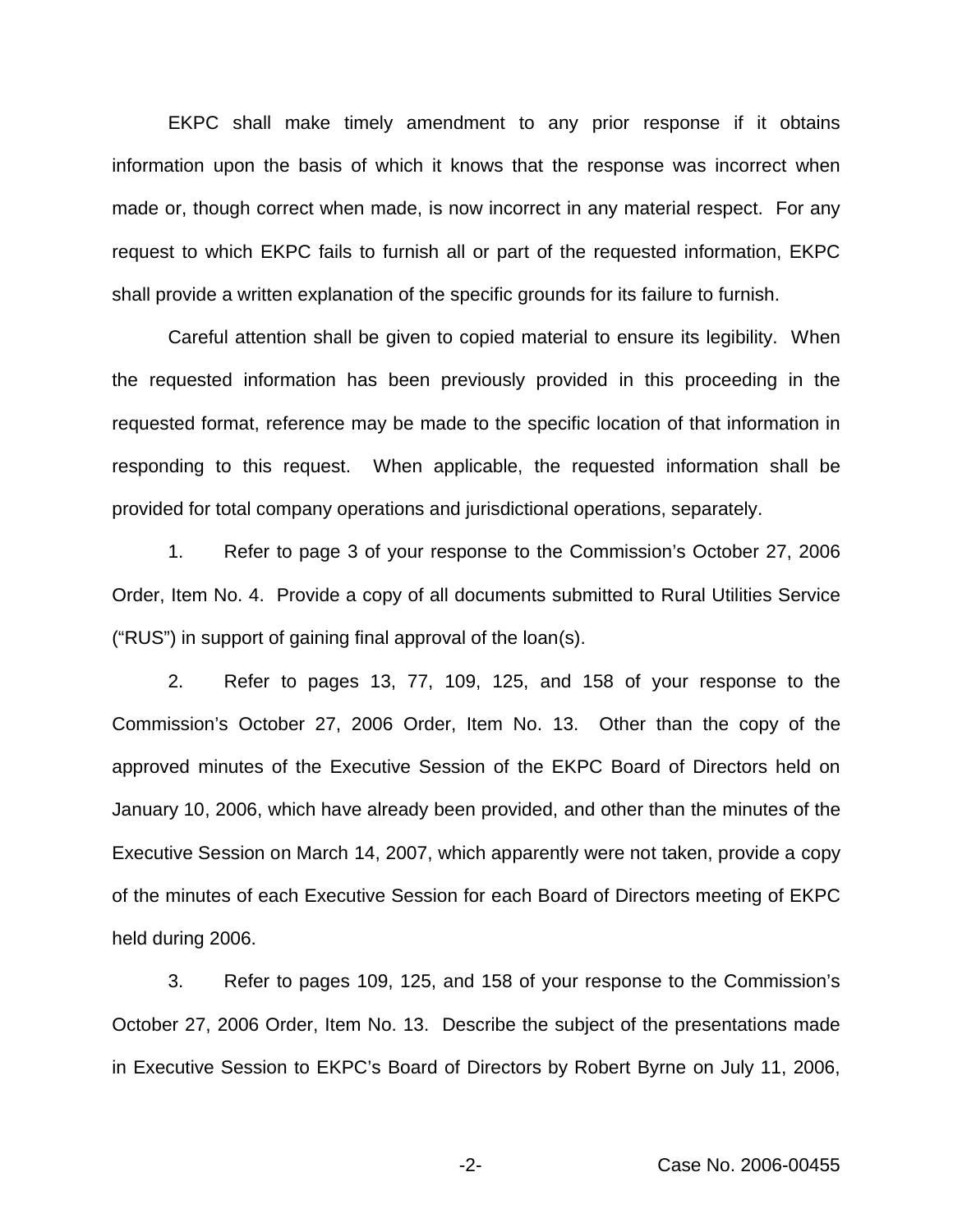EKPC shall make timely amendment to any prior response if it obtains information upon the basis of which it knows that the response was incorrect when made or, though correct when made, is now incorrect in any material respect. For any request to which EKPC fails to furnish all or part of the requested information, EKPC shall provide a written explanation of the specific grounds for its failure to furnish.

Careful attention shall be given to copied material to ensure its legibility. When the requested information has been previously provided in this proceeding in the requested format, reference may be made to the specific location of that information in responding to this request. When applicable, the requested information shall be provided for total company operations and jurisdictional operations, separately.

1. Refer to page 3 of your response to the Commission's October 27, 2006 Order, Item No. 4. Provide a copy of all documents submitted to Rural Utilities Service ("RUS") in support of gaining final approval of the loan(s).

2. Refer to pages 13, 77, 109, 125, and 158 of your response to the Commission's October 27, 2006 Order, Item No. 13. Other than the copy of the approved minutes of the Executive Session of the EKPC Board of Directors held on January 10, 2006, which have already been provided, and other than the minutes of the Executive Session on March 14, 2007, which apparently were not taken, provide a copy of the minutes of each Executive Session for each Board of Directors meeting of EKPC held during 2006.

3. Refer to pages 109, 125, and 158 of your response to the Commission's October 27, 2006 Order, Item No. 13. Describe the subject of the presentations made in Executive Session to EKPC's Board of Directors by Robert Byrne on July 11, 2006,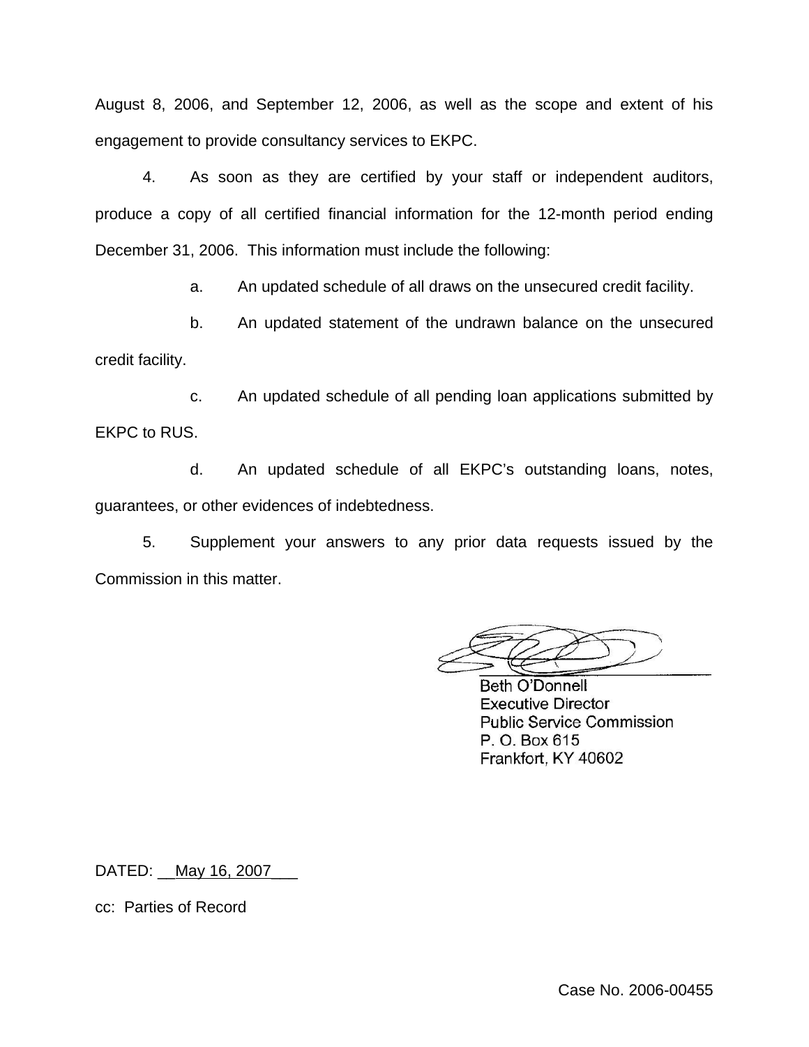August 8, 2006, and September 12, 2006, as well as the scope and extent of his engagement to provide consultancy services to EKPC.

4. As soon as they are certified by your staff or independent auditors, produce a copy of all certified financial information for the 12-month period ending December 31, 2006. This information must include the following:

   a. An updated schedule of all draws on the unsecured credit facility.

   b. An updated statement of the undrawn balance on the unsecured credit facility.

   c. An updated schedule of all pending loan applications submitted by EKPC to RUS.

   d. An updated schedule of all EKPC's outstanding loans, notes, guarantees, or other evidences of indebtedness.

5. Supplement your answers to any prior data requests issued by the Commission in this matter.

Beth O'Donnell
Executive Director
Public Service Commission
P. O. Box 615
Frankfort, KY 40602

DATED: May 16, 2007

cc: Parties of Record

Case No. 2006-00455